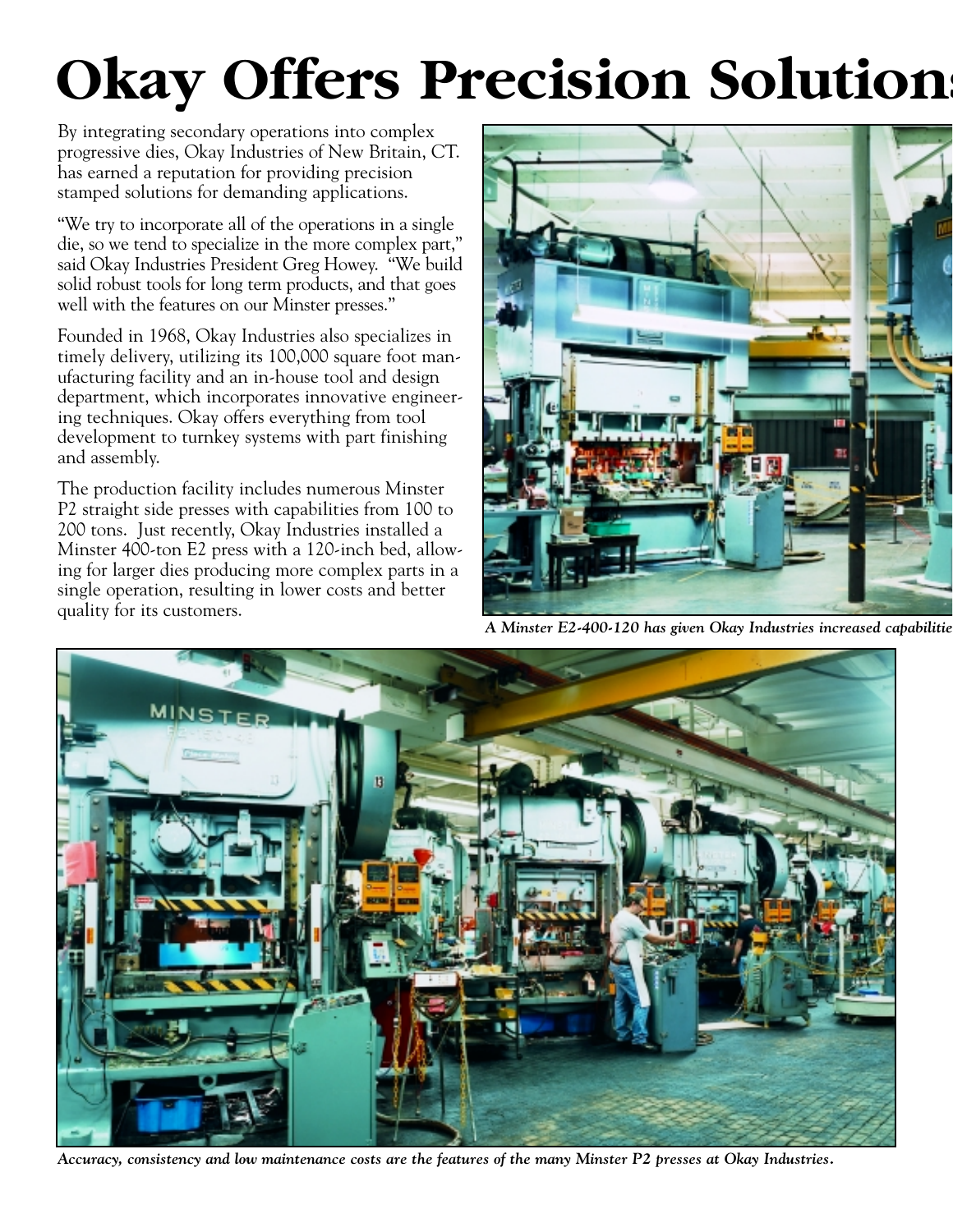# Okay Offers Precision Solution

By integrating secondary operations into complex progressive dies, Okay Industries of New Britain, CT. has earned a reputation for providing precision stamped solutions for demanding applications.

"We try to incorporate all of the operations in a single die, so we tend to specialize in the more complex part," said Okay Industries President Greg Howey. "We build solid robust tools for long term products, and that goes well with the features on our Minster presses."

Founded in 1968, Okay Industries also specializes in timely delivery, utilizing its 100,000 square foot manufacturing facility and an in-house tool and design department, which incorporates innovative engineering techniques. Okay offers everything from tool development to turnkey systems with part finishing and assembly.

The production facility includes numerous Minster P2 straight side presses with capabilities from 100 to 200 tons. Just recently, Okay Industries installed a Minster 400-ton E2 press with a 120-inch bed, allowing for larger dies producing more complex parts in a single operation, resulting in lower costs and better quality for its customers.

*A Minster E2-400-120 has given Okay Industries increased capabilitie*

*Accuracy, consistency and low maintenance costs are the features of the many Minster P2 presses at Okay Industries.*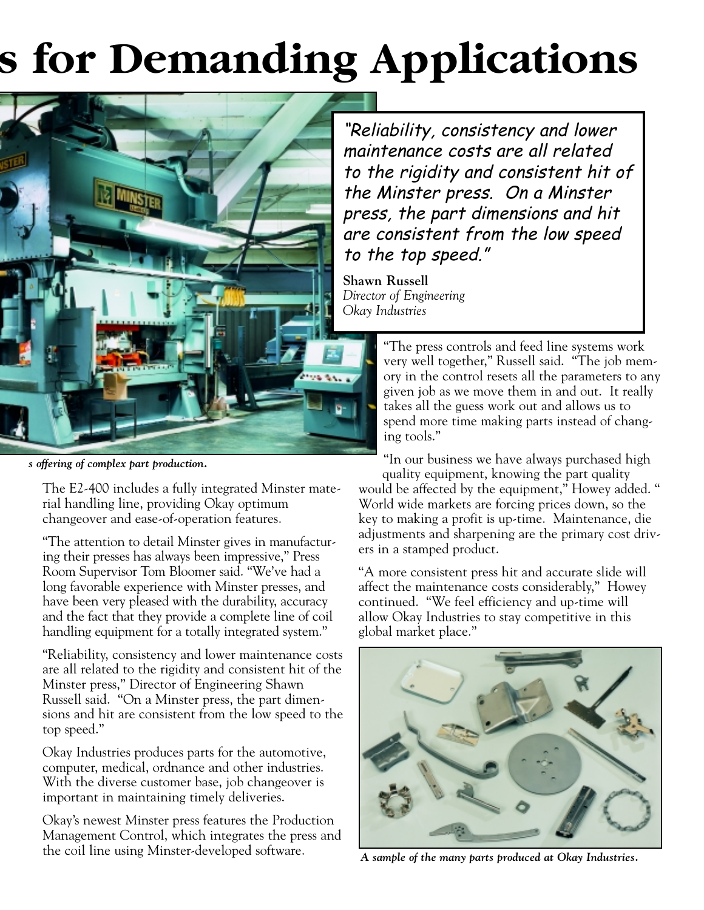# s for Demanding Applications

*s offering of complex part production.*

> *"Reliability, consistency and lower maintenance costs are all related to the rigidity and consistent hit of the Minster press. On a Minster press, the part dimensions and hit are consistent from the low speed to the top speed."*
>
> **Shawn Russell**
> *Director of Engineering*
> *Okay Industries*

The E2-400 includes a fully integrated Minster material handling line, providing Okay optimum changeover and ease-of-operation features.

"The attention to detail Minster gives in manufacturing their presses has always been impressive," Press Room Supervisor Tom Bloomer said. "We've had a long favorable experience with Minster presses, and have been very pleased with the durability, accuracy and the fact that they provide a complete line of coil handling equipment for a totally integrated system."

"Reliability, consistency and lower maintenance costs are all related to the rigidity and consistent hit of the Minster press," Director of Engineering Shawn Russell said. "On a Minster press, the part dimensions and hit are consistent from the low speed to the top speed."

Okay Industries produces parts for the automotive, computer, medical, ordnance and other industries. With the diverse customer base, job changeover is important in maintaining timely deliveries.

Okay's newest Minster press features the Production Management Control, which integrates the press and the coil line using Minster-developed software.

"The press controls and feed line systems work very well together," Russell said. "The job memory in the control resets all the parameters to any given job as we move them in and out. It really takes all the guess work out and allows us to spend more time making parts instead of changing tools."

"In our business we have always purchased high quality equipment, knowing the part quality would be affected by the equipment," Howey added. " World wide markets are forcing prices down, so the key to making a profit is up-time. Maintenance, die adjustments and sharpening are the primary cost drivers in a stamped product.

"A more consistent press hit and accurate slide will affect the maintenance costs considerably," Howey continued. "We feel efficiency and up-time will allow Okay Industries to stay competitive in this global market place."

*A sample of the many parts produced at Okay Industries.*